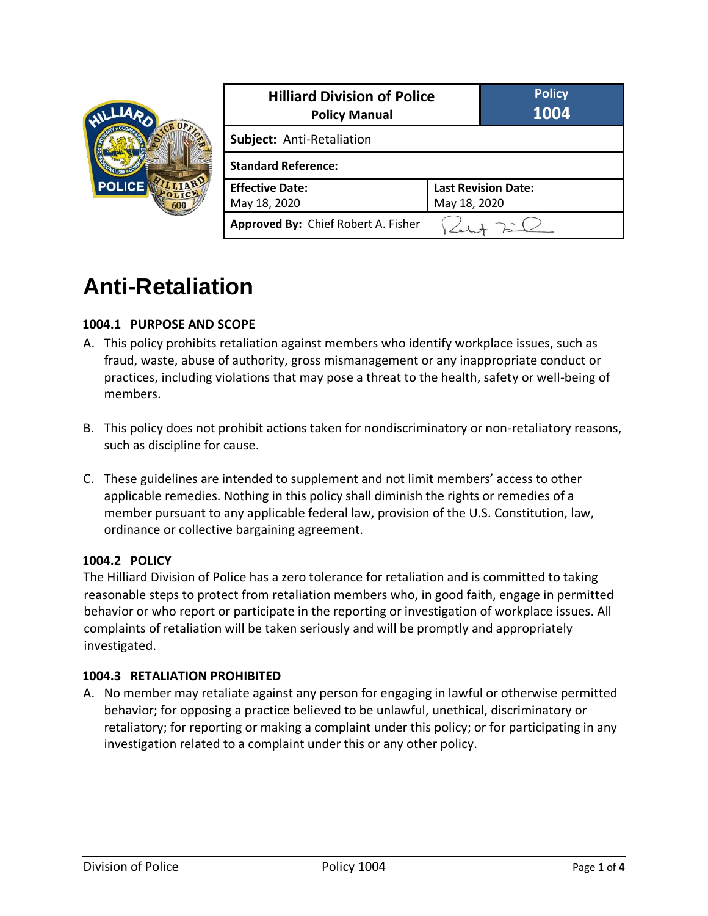| Hilliard Division of Police<br>Policy Manual | | Policy<br>1004 |
|---|---|---|
| **Subject:** Anti-Retaliation | | |
| **Standard Reference:** | | |
| **Effective Date:**<br>May 18, 2020 | **Last Revision Date:**<br>May 18, 2020 | |
| **Approved By:** Chief Robert A. Fisher | | |

# Anti-Retaliation

### 1004.1 PURPOSE AND SCOPE

A. This policy prohibits retaliation against members who identify workplace issues, such as fraud, waste, abuse of authority, gross mismanagement or any inappropriate conduct or practices, including violations that may pose a threat to the health, safety or well-being of members.

B. This policy does not prohibit actions taken for nondiscriminatory or non-retaliatory reasons, such as discipline for cause.

C. These guidelines are intended to supplement and not limit members' access to other applicable remedies. Nothing in this policy shall diminish the rights or remedies of a member pursuant to any applicable federal law, provision of the U.S. Constitution, law, ordinance or collective bargaining agreement.

### 1004.2 POLICY

The Hilliard Division of Police has a zero tolerance for retaliation and is committed to taking reasonable steps to protect from retaliation members who, in good faith, engage in permitted behavior or who report or participate in the reporting or investigation of workplace issues. All complaints of retaliation will be taken seriously and will be promptly and appropriately investigated.

### 1004.3 RETALIATION PROHIBITED

A. No member may retaliate against any person for engaging in lawful or otherwise permitted behavior; for opposing a practice believed to be unlawful, unethical, discriminatory or retaliatory; for reporting or making a complaint under this policy; or for participating in any investigation related to a complaint under this or any other policy.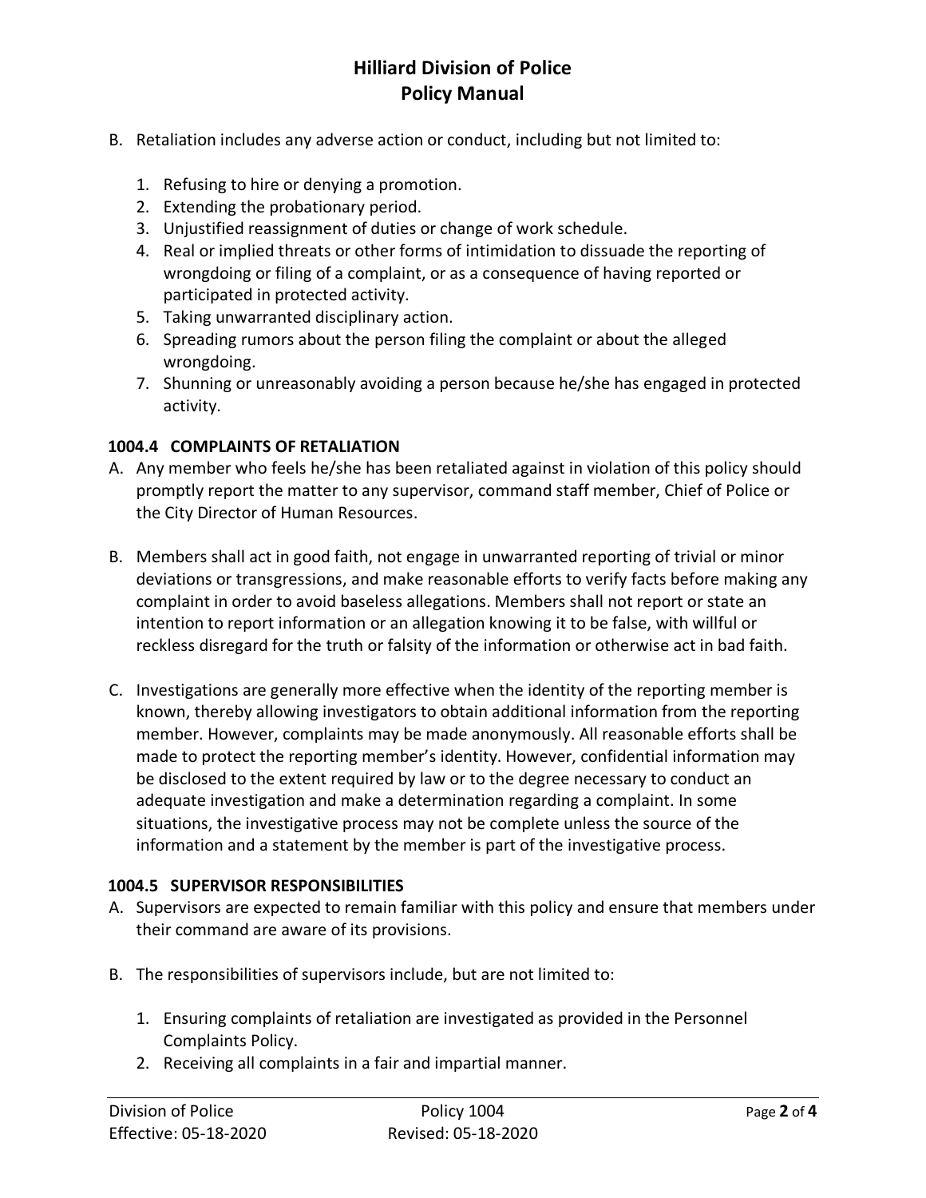B. Retaliation includes any adverse action or conduct, including but not limited to:

   1. Refusing to hire or denying a promotion.
   2. Extending the probationary period.
   3. Unjustified reassignment of duties or change of work schedule.
   4. Real or implied threats or other forms of intimidation to dissuade the reporting of wrongdoing or filing of a complaint, or as a consequence of having reported or participated in protected activity.
   5. Taking unwarranted disciplinary action.
   6. Spreading rumors about the person filing the complaint or about the alleged wrongdoing.
   7. Shunning or unreasonably avoiding a person because he/she has engaged in protected activity.

### 1004.4 COMPLAINTS OF RETALIATION

A. Any member who feels he/she has been retaliated against in violation of this policy should promptly report the matter to any supervisor, command staff member, Chief of Police or the City Director of Human Resources.

B. Members shall act in good faith, not engage in unwarranted reporting of trivial or minor deviations or transgressions, and make reasonable efforts to verify facts before making any complaint in order to avoid baseless allegations. Members shall not report or state an intention to report information or an allegation knowing it to be false, with willful or reckless disregard for the truth or falsity of the information or otherwise act in bad faith.

C. Investigations are generally more effective when the identity of the reporting member is known, thereby allowing investigators to obtain additional information from the reporting member. However, complaints may be made anonymously. All reasonable efforts shall be made to protect the reporting member's identity. However, confidential information may be disclosed to the extent required by law or to the degree necessary to conduct an adequate investigation and make a determination regarding a complaint. In some situations, the investigative process may not be complete unless the source of the information and a statement by the member is part of the investigative process.

### 1004.5 SUPERVISOR RESPONSIBILITIES

A. Supervisors are expected to remain familiar with this policy and ensure that members under their command are aware of its provisions.

B. The responsibilities of supervisors include, but are not limited to:

   1. Ensuring complaints of retaliation are investigated as provided in the Personnel Complaints Policy.
   2. Receiving all complaints in a fair and impartial manner.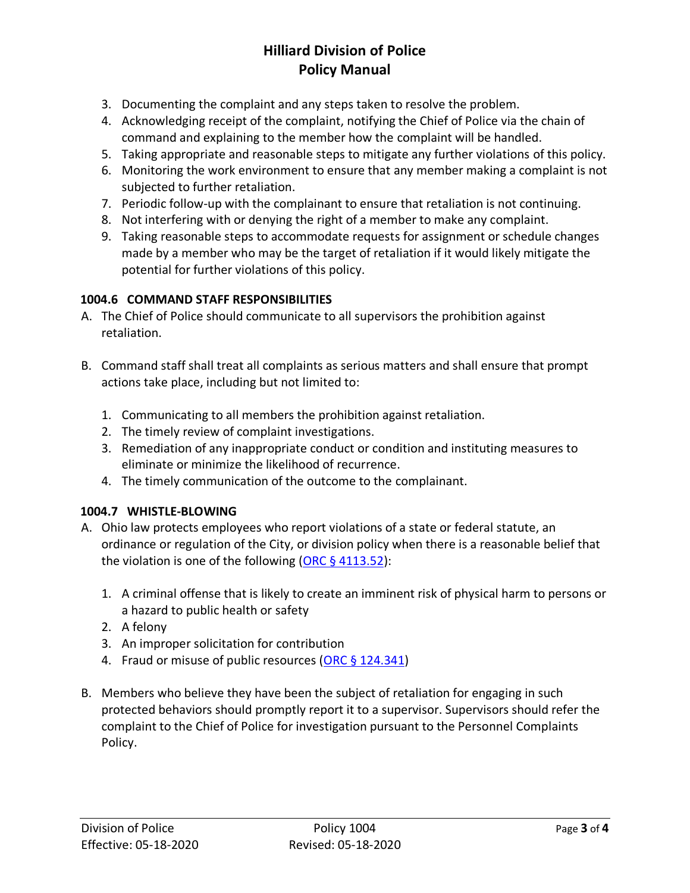3. Documenting the complaint and any steps taken to resolve the problem.
4. Acknowledging receipt of the complaint, notifying the Chief of Police via the chain of command and explaining to the member how the complaint will be handled.
5. Taking appropriate and reasonable steps to mitigate any further violations of this policy.
6. Monitoring the work environment to ensure that any member making a complaint is not subjected to further retaliation.
7. Periodic follow-up with the complainant to ensure that retaliation is not continuing.
8. Not interfering with or denying the right of a member to make any complaint.
9. Taking reasonable steps to accommodate requests for assignment or schedule changes made by a member who may be the target of retaliation if it would likely mitigate the potential for further violations of this policy.

### 1004.6 COMMAND STAFF RESPONSIBILITIES

A. The Chief of Police should communicate to all supervisors the prohibition against retaliation.

B. Command staff shall treat all complaints as serious matters and shall ensure that prompt actions take place, including but not limited to:

   1. Communicating to all members the prohibition against retaliation.
   2. The timely review of complaint investigations.
   3. Remediation of any inappropriate conduct or condition and instituting measures to eliminate or minimize the likelihood of recurrence.
   4. The timely communication of the outcome to the complainant.

### 1004.7 WHISTLE-BLOWING

A. Ohio law protects employees who report violations of a state or federal statute, an ordinance or regulation of the City, or division policy when there is a reasonable belief that the violation is one of the following (ORC § 4113.52):

   1. A criminal offense that is likely to create an imminent risk of physical harm to persons or a hazard to public health or safety
   2. A felony
   3. An improper solicitation for contribution
   4. Fraud or misuse of public resources (ORC § 124.341)

B. Members who believe they have been the subject of retaliation for engaging in such protected behaviors should promptly report it to a supervisor. Supervisors should refer the complaint to the Chief of Police for investigation pursuant to the Personnel Complaints Policy.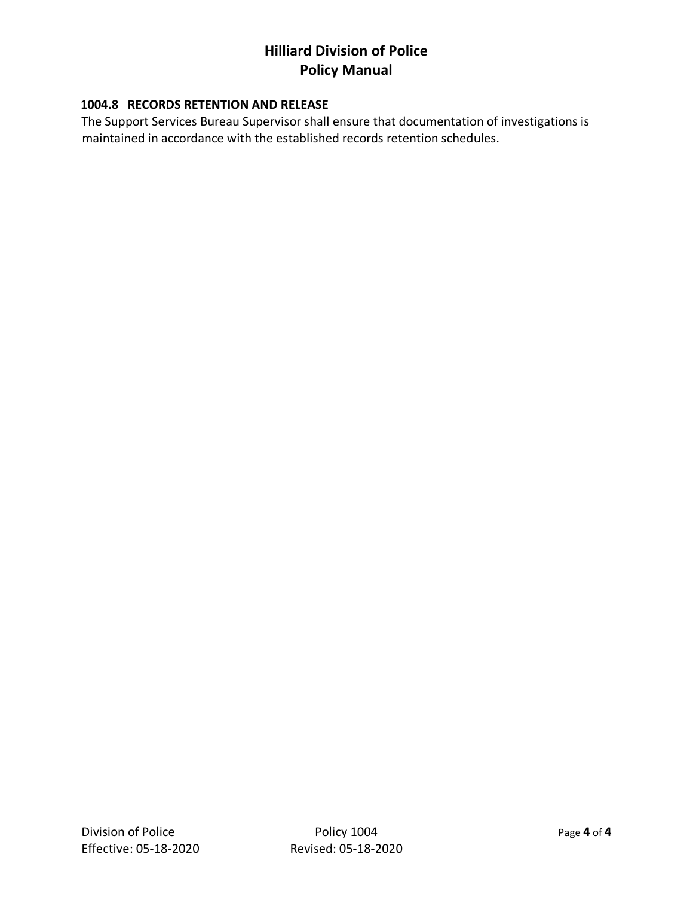### 1004.8 RECORDS RETENTION AND RELEASE

The Support Services Bureau Supervisor shall ensure that documentation of investigations is maintained in accordance with the established records retention schedules.